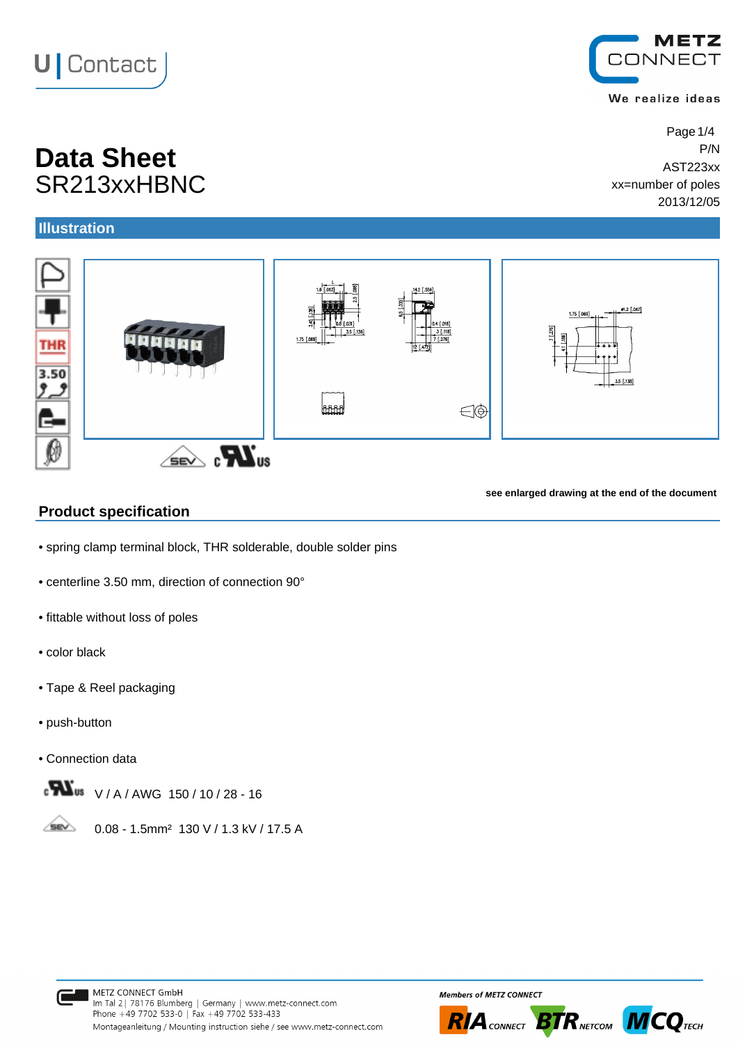U | Contact

METZ CONNECT

We realize ideas

# Data Sheet
## SR213xxHBNC

P/N
AST223xx
xx=number of poles
2013/12/05

## Illustration

see enlarged drawing at the end of the document

## Product specification

• spring clamp terminal block, THR solderable, double solder pins

• centerline 3.50 mm, direction of connection 90°

• fittable without loss of poles

• color black

• Tape & Reel packaging

• push-button

• Connection data

cULus V / A / AWG 150 / 10 / 28 - 16

SEV 0.08 - 1.5mm² 130 V / 1.3 kV / 17.5 A

METZ CONNECT GmbH
Im Tal 2 | 78176 Blumberg | Germany | www.metz-connect.com
Phone +49 7702 533-0 | Fax +49 7702 533-433
Montageanleitung / Mounting instruction siehe / see www.metz-connect.com

Members of METZ CONNECT
RIA CONNECT BTR NETCOM MCQ TECH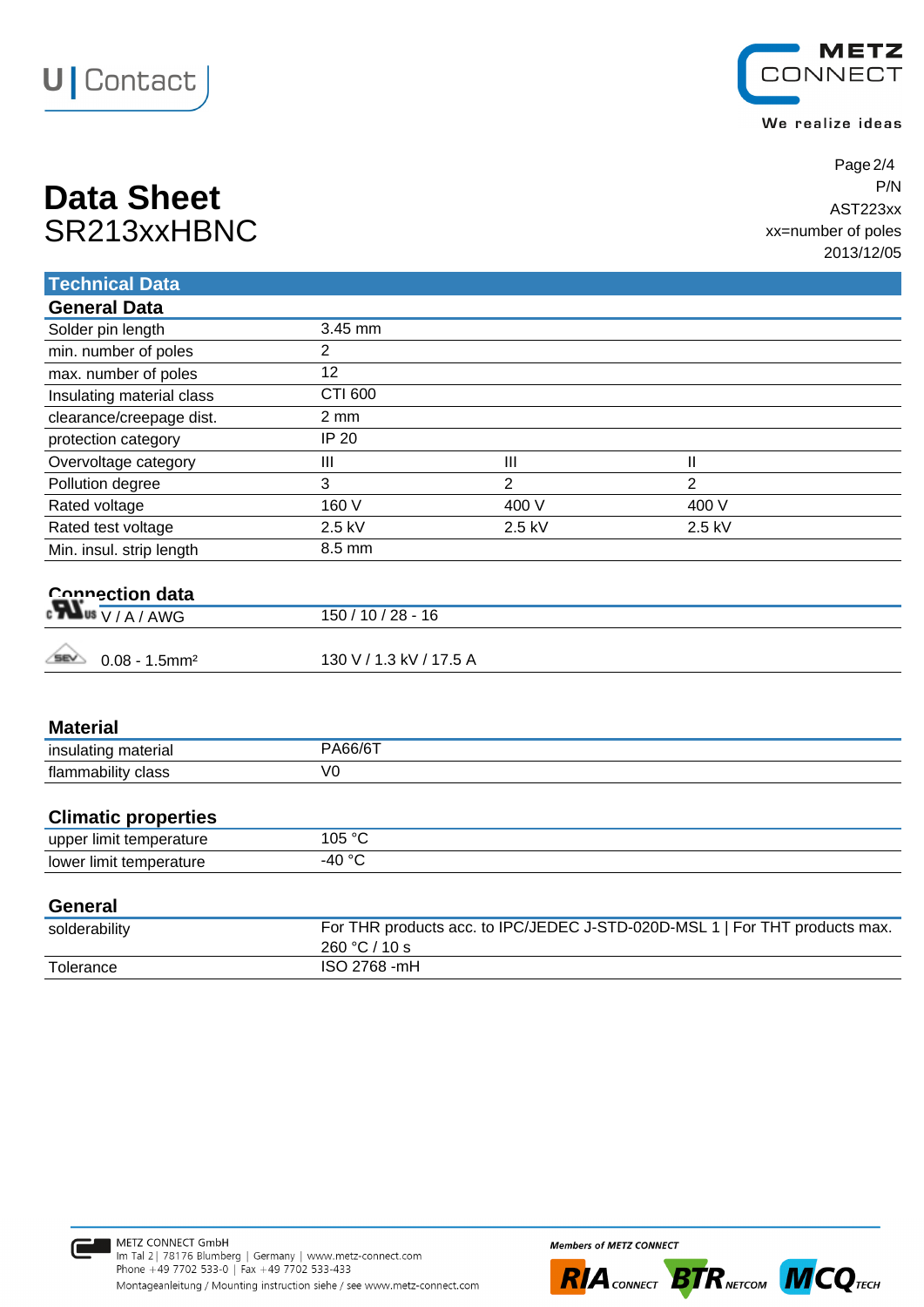# Data Sheet
SR213xxHBNC

P/N
AST223xx
xx=number of poles
2013/12/05

## Technical Data

### General Data

| | | | |
|---|---|---|---|
| Solder pin length | 3.45 mm | | |
| min. number of poles | 2 | | |
| max. number of poles | 12 | | |
| Insulating material class | CTI 600 | | |
| clearance/creepage dist. | 2 mm | | |
| protection category | IP 20 | | |
| Overvoltage category | III | III | II |
| Pollution degree | 3 | 2 | 2 |
| Rated voltage | 160 V | 400 V | 400 V |
| Rated test voltage | 2.5 kV | 2.5 kV | 2.5 kV |
| Min. insul. strip length | 8.5 mm | | |

### Connection data

| | |
|---|---|
| cULus V / A / AWG | 150 / 10 / 28 - 16 |
| SEV 0.08 - 1.5mm² | 130 V / 1.3 kV / 17.5 A |

### Material

| | |
|---|---|
| insulating material | PA66/6T |
| flammability class | V0 |

### Climatic properties

| | |
|---|---|
| upper limit temperature | 105 °C |
| lower limit temperature | -40 °C |

### General

| | |
|---|---|
| solderability | For THR products acc. to IPC/JEDEC J-STD-020D-MSL 1 \| For THT products max. 260 °C / 10 s |
| Tolerance | ISO 2768 -mH |

METZ CONNECT GmbH
Im Tal 2 | 78176 Blumberg | Germany | www.metz-connect.com
Phone +49 7702 533-0 | Fax +49 7702 533-433
Montageanleitung / Mounting instruction siehe / see www.metz-connect.com

Members of METZ CONNECT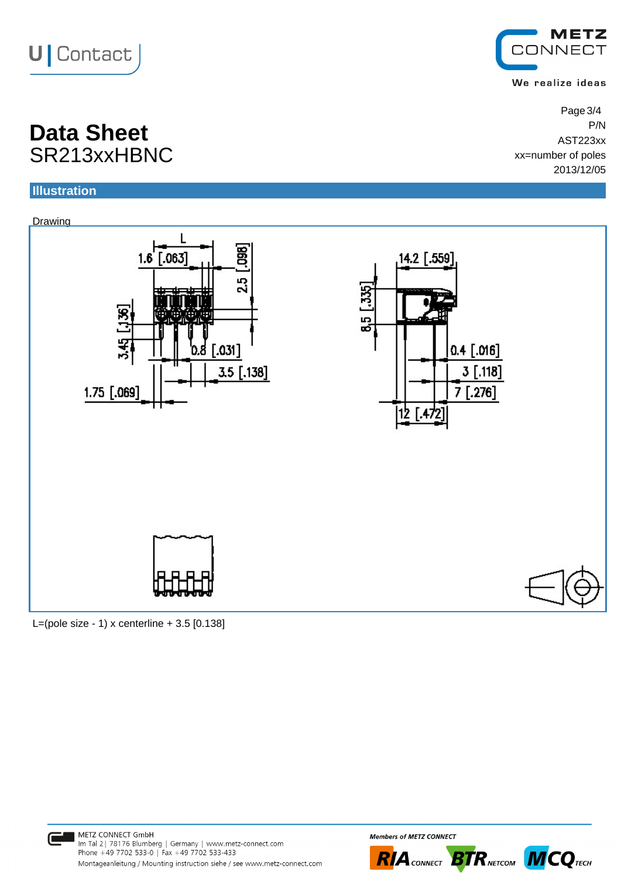# Data Sheet
## SR213xxHBNC

P/N
AST223xx
xx=number of poles
2013/12/05

## Illustration

Drawing

L

1.6 [.063]

2.5 [.098]

3.45 [.136]

0.8 [.031]

3.5 [.138]

1.75 [.069]

14.2 [.559]

8.5 [.335]

0.4 [.016]

3 [.118]

7 [.276]

12 [.472]

L=(pole size - 1) x centerline + 3.5 [0.138]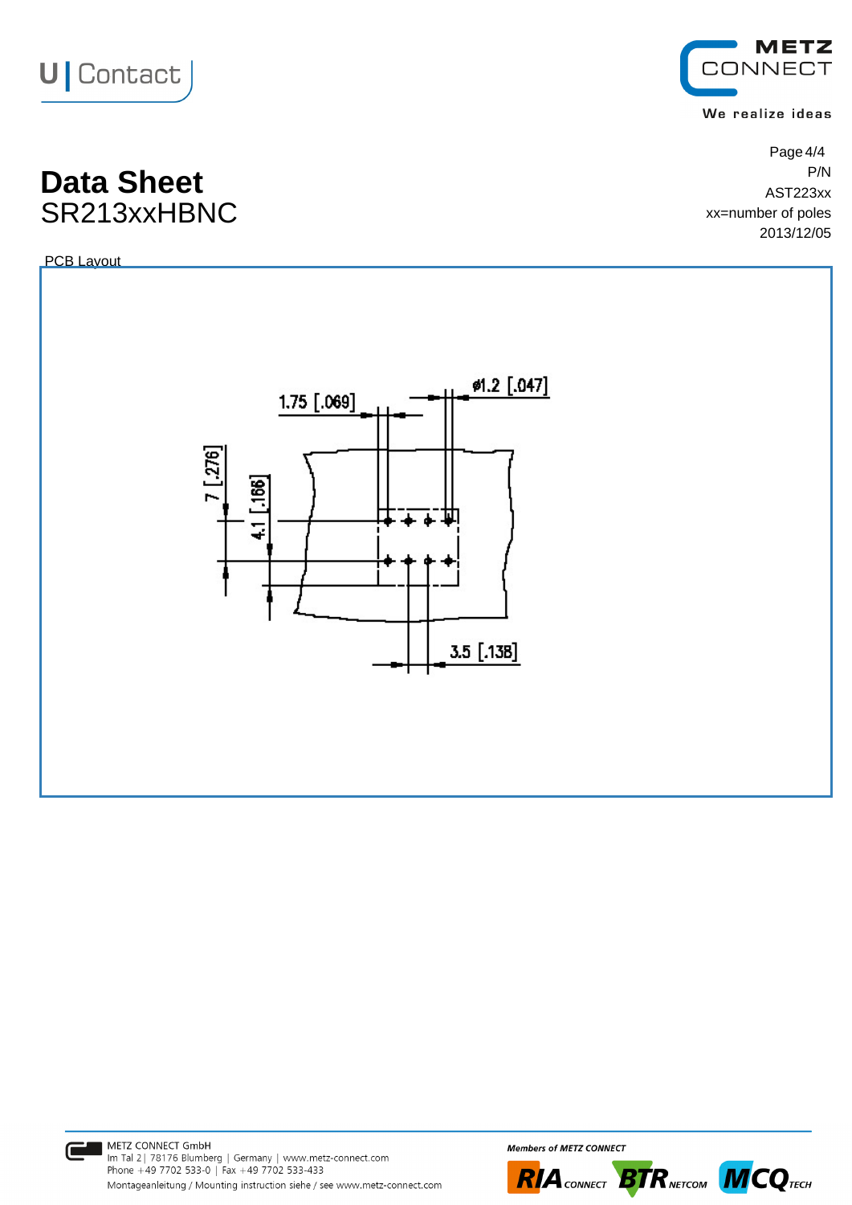# Data Sheet
SR213xxHBNC

P/N
AST223xx
xx=number of poles
2013/12/05

PCB Layout

1.75 [.069]

ø1.2 [.047]

7 [.276]

4.1 [.166]

3.5 [.138]

METZ CONNECT GmbH
Im Tal 2 | 78176 Blumberg | Germany | www.metz-connect.com
Phone +49 7702 533-0 | Fax +49 7702 533-433
Montageanleitung / Mounting instruction siehe / see www.metz-connect.com

Members of METZ CONNECT